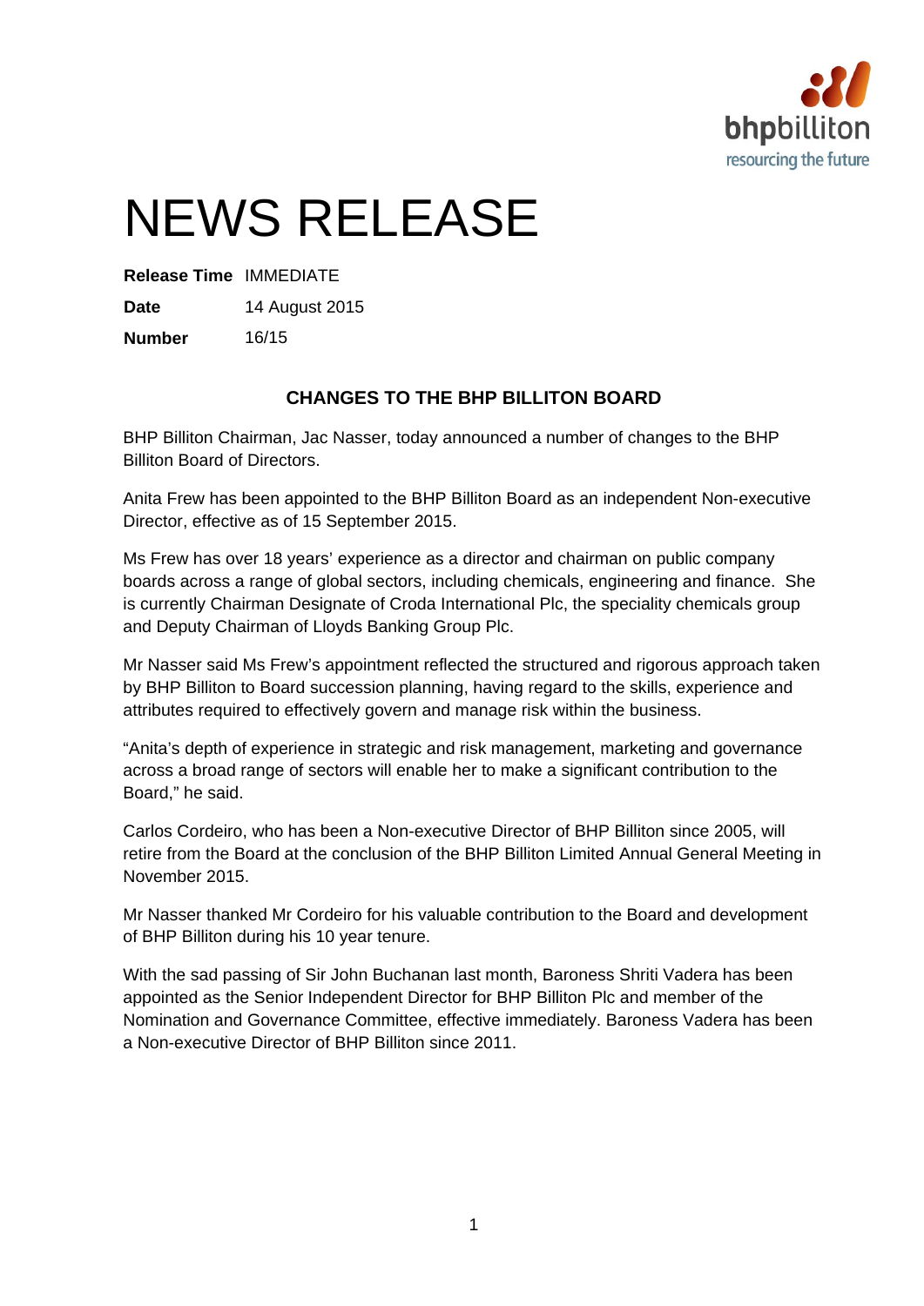# NEWS RELEASE

**Release Time** IMMEDIATE

**Date** 14 August 2015

**Number** 16/15

## CHANGES TO THE BHP BILLITON BOARD

BHP Billiton Chairman, Jac Nasser, today announced a number of changes to the BHP Billiton Board of Directors.

Anita Frew has been appointed to the BHP Billiton Board as an independent Non-executive Director, effective as of 15 September 2015.

Ms Frew has over 18 years' experience as a director and chairman on public company boards across a range of global sectors, including chemicals, engineering and finance. She is currently Chairman Designate of Croda International Plc, the speciality chemicals group and Deputy Chairman of Lloyds Banking Group Plc.

Mr Nasser said Ms Frew's appointment reflected the structured and rigorous approach taken by BHP Billiton to Board succession planning, having regard to the skills, experience and attributes required to effectively govern and manage risk within the business.

"Anita's depth of experience in strategic and risk management, marketing and governance across a broad range of sectors will enable her to make a significant contribution to the Board," he said.

Carlos Cordeiro, who has been a Non-executive Director of BHP Billiton since 2005, will retire from the Board at the conclusion of the BHP Billiton Limited Annual General Meeting in November 2015.

Mr Nasser thanked Mr Cordeiro for his valuable contribution to the Board and development of BHP Billiton during his 10 year tenure.

With the sad passing of Sir John Buchanan last month, Baroness Shriti Vadera has been appointed as the Senior Independent Director for BHP Billiton Plc and member of the Nomination and Governance Committee, effective immediately. Baroness Vadera has been a Non-executive Director of BHP Billiton since 2011.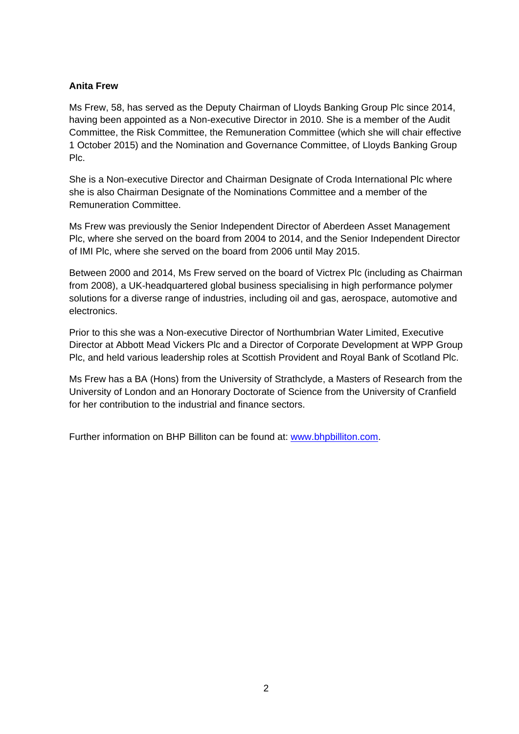**Anita Frew**

Ms Frew, 58, has served as the Deputy Chairman of Lloyds Banking Group Plc since 2014, having been appointed as a Non-executive Director in 2010. She is a member of the Audit Committee, the Risk Committee, the Remuneration Committee (which she will chair effective 1 October 2015) and the Nomination and Governance Committee, of Lloyds Banking Group Plc.

She is a Non-executive Director and Chairman Designate of Croda International Plc where she is also Chairman Designate of the Nominations Committee and a member of the Remuneration Committee.

Ms Frew was previously the Senior Independent Director of Aberdeen Asset Management Plc, where she served on the board from 2004 to 2014, and the Senior Independent Director of IMI Plc, where she served on the board from 2006 until May 2015.

Between 2000 and 2014, Ms Frew served on the board of Victrex Plc (including as Chairman from 2008), a UK-headquartered global business specialising in high performance polymer solutions for a diverse range of industries, including oil and gas, aerospace, automotive and electronics.

Prior to this she was a Non-executive Director of Northumbrian Water Limited, Executive Director at Abbott Mead Vickers Plc and a Director of Corporate Development at WPP Group Plc, and held various leadership roles at Scottish Provident and Royal Bank of Scotland Plc.

Ms Frew has a BA (Hons) from the University of Strathclyde, a Masters of Research from the University of London and an Honorary Doctorate of Science from the University of Cranfield for her contribution to the industrial and finance sectors.

Further information on BHP Billiton can be found at: [www.bhpbilliton.com](www.bhpbilliton.com).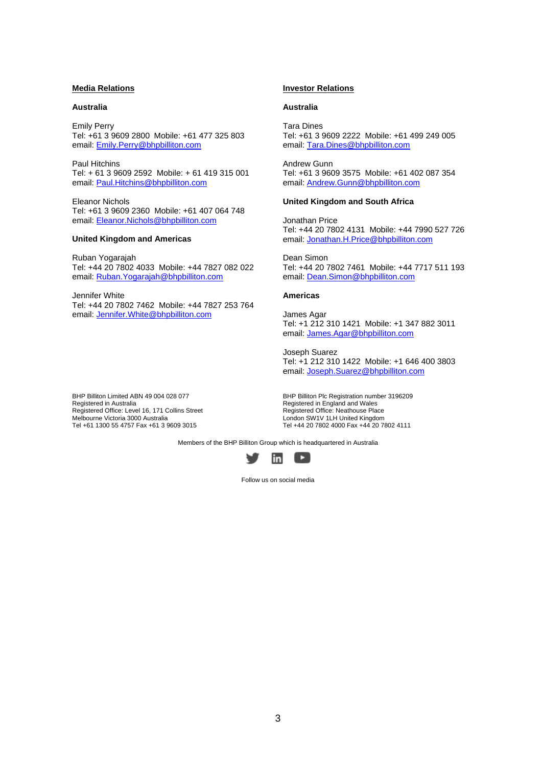**Media Relations**

**Australia**

Emily Perry
Tel: +61 3 9609 2800  Mobile: +61 477 325 803
email: Emily.Perry@bhpbilliton.com

Paul Hitchins
Tel: + 61 3 9609 2592  Mobile: + 61 419 315 001
email: Paul.Hitchins@bhpbilliton.com

Eleanor Nichols
Tel: +61 3 9609 2360  Mobile: +61 407 064 748
email: Eleanor.Nichols@bhpbilliton.com

**United Kingdom and Americas**

Ruban Yogarajah
Tel: +44 20 7802 4033  Mobile: +44 7827 082 022
email: Ruban.Yogarajah@bhpbilliton.com

Jennifer White
Tel: +44 20 7802 7462  Mobile: +44 7827 253 764
email: Jennifer.White@bhpbilliton.com

**Investor Relations**

**Australia**

Tara Dines
Tel: +61 3 9609 2222  Mobile: +61 499 249 005
email: Tara.Dines@bhpbilliton.com

Andrew Gunn
Tel: +61 3 9609 3575  Mobile: +61 402 087 354
email: Andrew.Gunn@bhpbilliton.com

**United Kingdom and South Africa**

Jonathan Price
Tel: +44 20 7802 4131  Mobile: +44 7990 527 726
email: Jonathan.H.Price@bhpbilliton.com

Dean Simon
Tel: +44 20 7802 7461  Mobile: +44 7717 511 193
email: Dean.Simon@bhpbilliton.com

**Americas**

James Agar
Tel: +1 212 310 1421  Mobile: +1 347 882 3011
email: James.Agar@bhpbilliton.com

Joseph Suarez
Tel: +1 212 310 1422  Mobile: +1 646 400 3803
email: Joseph.Suarez@bhpbilliton.com

BHP Billiton Limited ABN 49 004 028 077
Registered in Australia
Registered Office: Level 16, 171 Collins Street
Melbourne Victoria 3000 Australia
Tel +61 1300 55 4757 Fax +61 3 9609 3015

BHP Billiton Plc Registration number 3196209
Registered in England and Wales
Registered Office: Neathouse Place
London SW1V 1LH United Kingdom
Tel +44 20 7802 4000 Fax +44 20 7802 4111

Members of the BHP Billiton Group which is headquartered in Australia

Follow us on social media